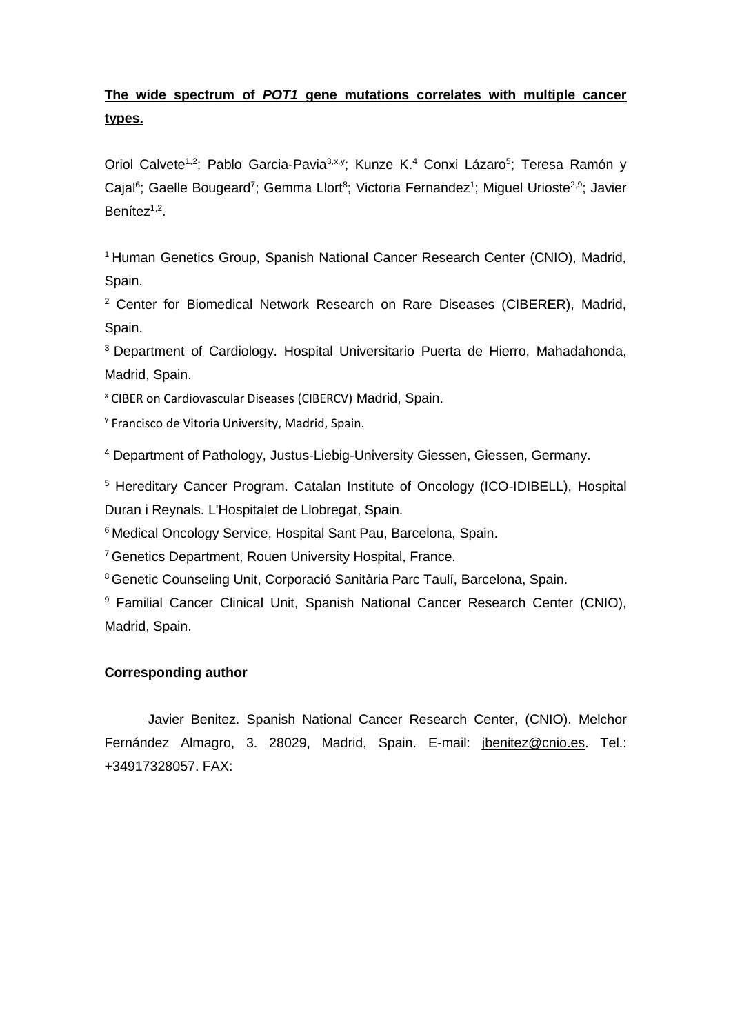**The wide spectrum of *POT1* gene mutations correlates with multiple cancer types.**

Oriol Calvete[1,2]; Pablo Garcia-Pavia[3,x,y]; Kunze K.[4] Conxi Lázaro[5]; Teresa Ramón y Cajal[6]; Gaelle Bougeard[7]; Gemma Llort[8]; Victoria Fernandez[1]; Miguel Urioste[2,9]; Javier Benítez[1,2].

[1] Human Genetics Group, Spanish National Cancer Research Center (CNIO), Madrid, Spain.

[2] Center for Biomedical Network Research on Rare Diseases (CIBERER), Madrid, Spain.

[3] Department of Cardiology. Hospital Universitario Puerta de Hierro, Mahadahonda, Madrid, Spain.

[x] CIBER on Cardiovascular Diseases (CIBERCV) Madrid, Spain.

[y] Francisco de Vitoria University, Madrid, Spain.

[4] Department of Pathology, Justus-Liebig-University Giessen, Giessen, Germany.

[5] Hereditary Cancer Program. Catalan Institute of Oncology (ICO-IDIBELL), Hospital Duran i Reynals. L'Hospitalet de Llobregat, Spain.

[6] Medical Oncology Service, Hospital Sant Pau, Barcelona, Spain.

[7] Genetics Department, Rouen University Hospital, France.

[8] Genetic Counseling Unit, Corporació Sanitària Parc Taulí, Barcelona, Spain.

[9] Familial Cancer Clinical Unit, Spanish National Cancer Research Center (CNIO), Madrid, Spain.

**Corresponding author**

Javier Benitez. Spanish National Cancer Research Center, (CNIO). Melchor Fernández Almagro, 3. 28029, Madrid, Spain. E-mail: jbenitez@cnio.es. Tel.: +34917328057. FAX: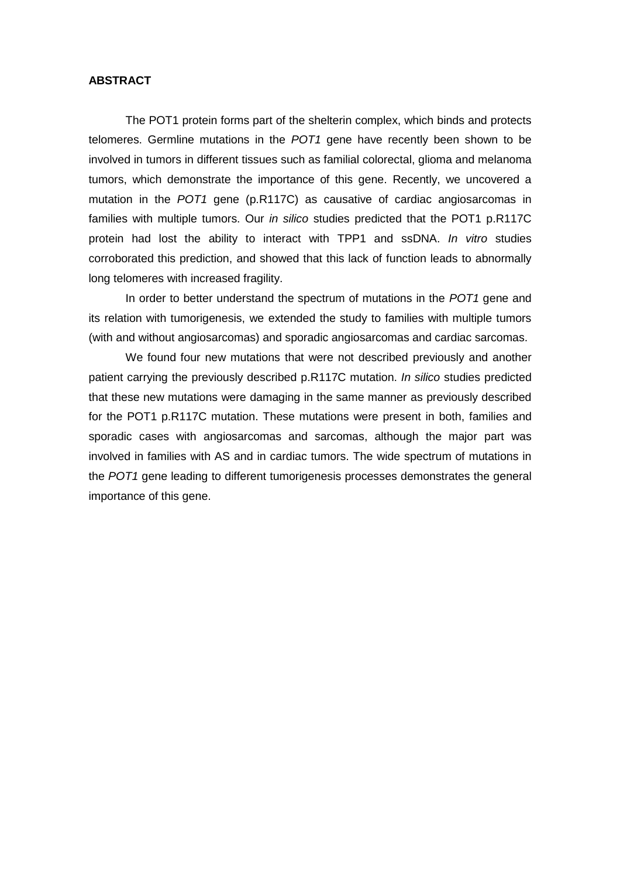**ABSTRACT**

The POT1 protein forms part of the shelterin complex, which binds and protects telomeres. Germline mutations in the *POT1* gene have recently been shown to be involved in tumors in different tissues such as familial colorectal, glioma and melanoma tumors, which demonstrate the importance of this gene. Recently, we uncovered a mutation in the *POT1* gene (p.R117C) as causative of cardiac angiosarcomas in families with multiple tumors. Our *in silico* studies predicted that the POT1 p.R117C protein had lost the ability to interact with TPP1 and ssDNA. *In vitro* studies corroborated this prediction, and showed that this lack of function leads to abnormally long telomeres with increased fragility.

In order to better understand the spectrum of mutations in the *POT1* gene and its relation with tumorigenesis, we extended the study to families with multiple tumors (with and without angiosarcomas) and sporadic angiosarcomas and cardiac sarcomas.

We found four new mutations that were not described previously and another patient carrying the previously described p.R117C mutation. *In silico* studies predicted that these new mutations were damaging in the same manner as previously described for the POT1 p.R117C mutation. These mutations were present in both, families and sporadic cases with angiosarcomas and sarcomas, although the major part was involved in families with AS and in cardiac tumors. The wide spectrum of mutations in the *POT1* gene leading to different tumorigenesis processes demonstrates the general importance of this gene.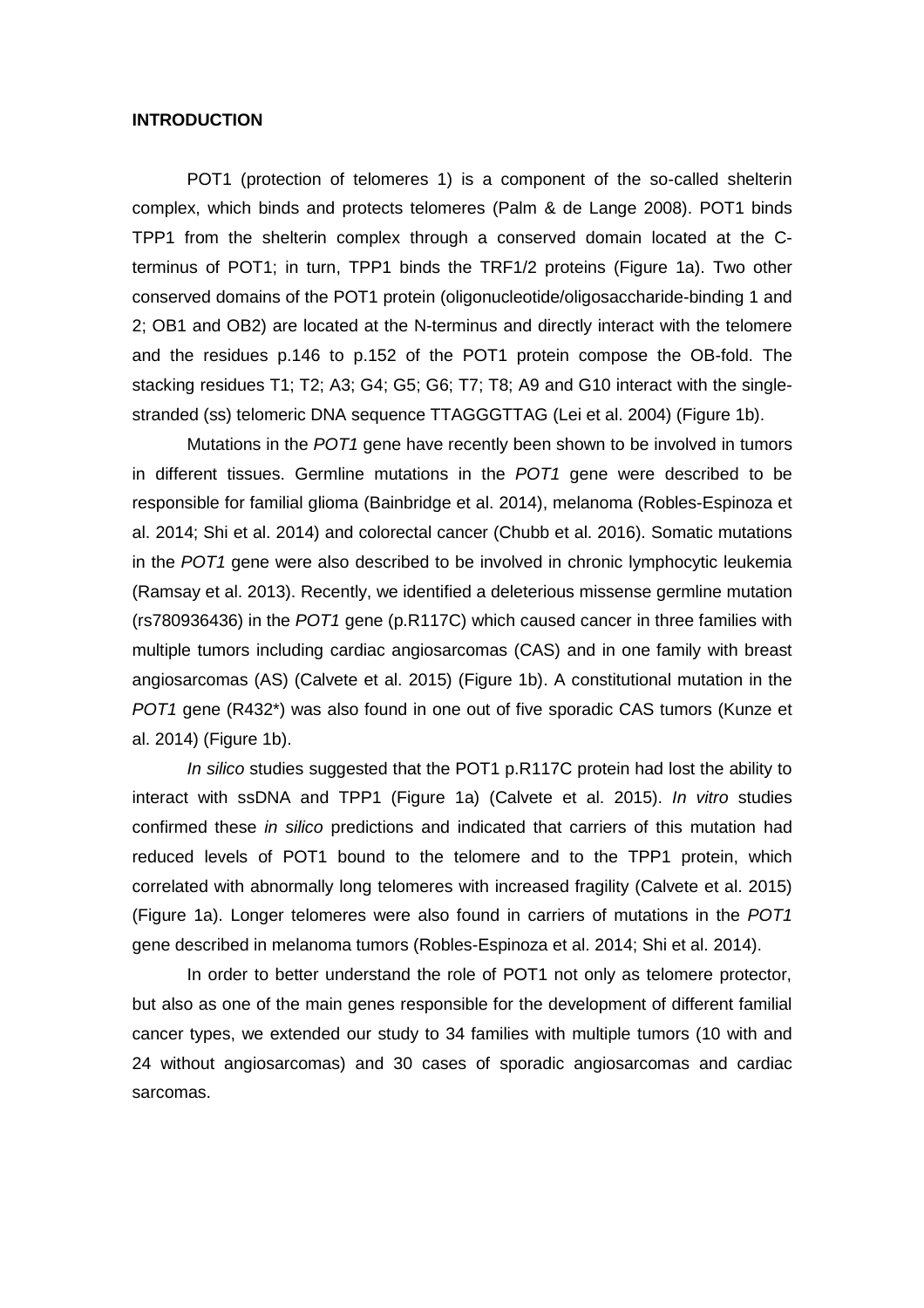**INTRODUCTION**

POT1 (protection of telomeres 1) is a component of the so-called shelterin complex, which binds and protects telomeres (Palm & de Lange 2008). POT1 binds TPP1 from the shelterin complex through a conserved domain located at the C-terminus of POT1; in turn, TPP1 binds the TRF1/2 proteins (Figure 1a). Two other conserved domains of the POT1 protein (oligonucleotide/oligosaccharide-binding 1 and 2; OB1 and OB2) are located at the N-terminus and directly interact with the telomere and the residues p.146 to p.152 of the POT1 protein compose the OB-fold. The stacking residues T1; T2; A3; G4; G5; G6; T7; T8; A9 and G10 interact with the single-stranded (ss) telomeric DNA sequence TTAGGGTTAG (Lei et al. 2004) (Figure 1b).

Mutations in the *POT1* gene have recently been shown to be involved in tumors in different tissues. Germline mutations in the *POT1* gene were described to be responsible for familial glioma (Bainbridge et al. 2014), melanoma (Robles-Espinoza et al. 2014; Shi et al. 2014) and colorectal cancer (Chubb et al. 2016). Somatic mutations in the *POT1* gene were also described to be involved in chronic lymphocytic leukemia (Ramsay et al. 2013). Recently, we identified a deleterious missense germline mutation (rs780936436) in the *POT1* gene (p.R117C) which caused cancer in three families with multiple tumors including cardiac angiosarcomas (CAS) and in one family with breast angiosarcomas (AS) (Calvete et al. 2015) (Figure 1b). A constitutional mutation in the *POT1* gene (R432*) was also found in one out of five sporadic CAS tumors (Kunze et al. 2014) (Figure 1b).

*In silico* studies suggested that the POT1 p.R117C protein had lost the ability to interact with ssDNA and TPP1 (Figure 1a) (Calvete et al. 2015). *In vitro* studies confirmed these *in silico* predictions and indicated that carriers of this mutation had reduced levels of POT1 bound to the telomere and to the TPP1 protein, which correlated with abnormally long telomeres with increased fragility (Calvete et al. 2015) (Figure 1a). Longer telomeres were also found in carriers of mutations in the *POT1* gene described in melanoma tumors (Robles-Espinoza et al. 2014; Shi et al. 2014).

In order to better understand the role of POT1 not only as telomere protector, but also as one of the main genes responsible for the development of different familial cancer types, we extended our study to 34 families with multiple tumors (10 with and 24 without angiosarcomas) and 30 cases of sporadic angiosarcomas and cardiac sarcomas.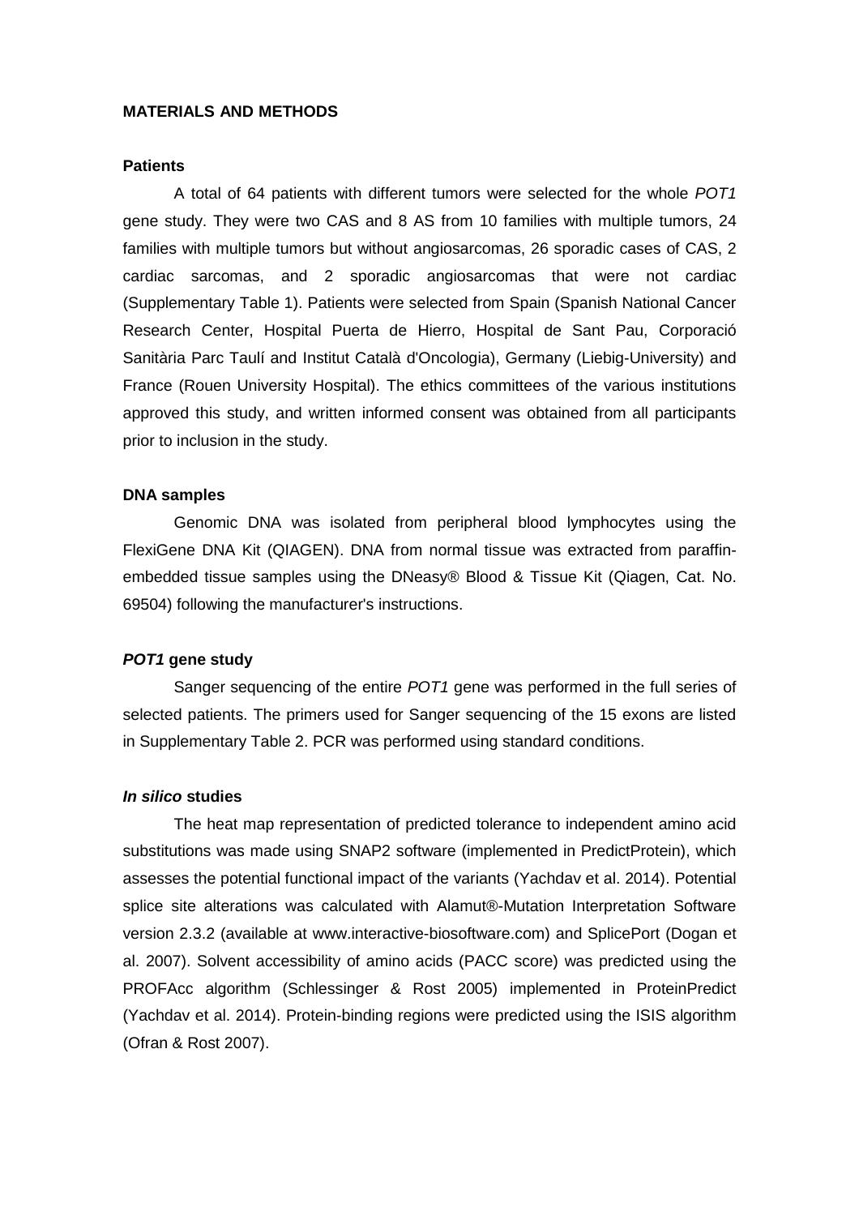## MATERIALS AND METHODS

### Patients

A total of 64 patients with different tumors were selected for the whole *POT1* gene study. They were two CAS and 8 AS from 10 families with multiple tumors, 24 families with multiple tumors but without angiosarcomas, 26 sporadic cases of CAS, 2 cardiac sarcomas, and 2 sporadic angiosarcomas that were not cardiac (Supplementary Table 1). Patients were selected from Spain (Spanish National Cancer Research Center, Hospital Puerta de Hierro, Hospital de Sant Pau, Corporació Sanitària Parc Taulí and Institut Català d'Oncologia), Germany (Liebig-University) and France (Rouen University Hospital). The ethics committees of the various institutions approved this study, and written informed consent was obtained from all participants prior to inclusion in the study.

### DNA samples

Genomic DNA was isolated from peripheral blood lymphocytes using the FlexiGene DNA Kit (QIAGEN). DNA from normal tissue was extracted from paraffin-embedded tissue samples using the DNeasy® Blood & Tissue Kit (Qiagen, Cat. No. 69504) following the manufacturer's instructions.

### *POT1* gene study

Sanger sequencing of the entire *POT1* gene was performed in the full series of selected patients. The primers used for Sanger sequencing of the 15 exons are listed in Supplementary Table 2. PCR was performed using standard conditions.

### *In silico* studies

The heat map representation of predicted tolerance to independent amino acid substitutions was made using SNAP2 software (implemented in PredictProtein), which assesses the potential functional impact of the variants (Yachdav et al. 2014). Potential splice site alterations was calculated with Alamut®-Mutation Interpretation Software version 2.3.2 (available at www.interactive-biosoftware.com) and SplicePort (Dogan et al. 2007). Solvent accessibility of amino acids (PACC score) was predicted using the PROFAcc algorithm (Schlessinger & Rost 2005) implemented in ProteinPredict (Yachdav et al. 2014). Protein-binding regions were predicted using the ISIS algorithm (Ofran & Rost 2007).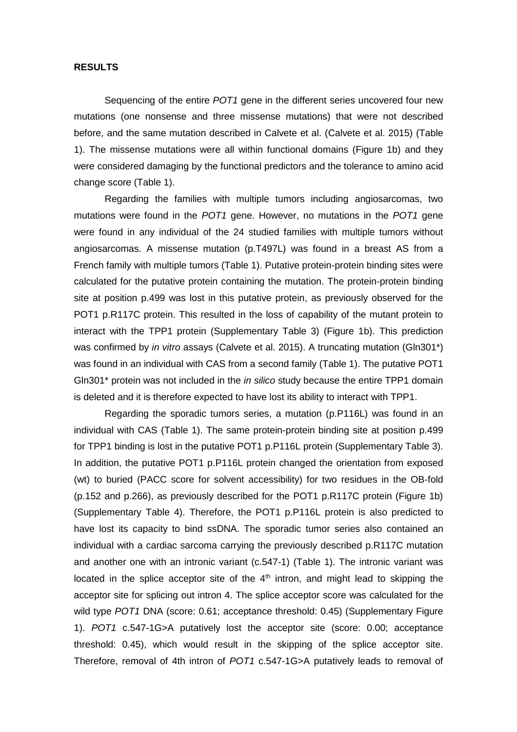**RESULTS**

Sequencing of the entire *POT1* gene in the different series uncovered four new mutations (one nonsense and three missense mutations) that were not described before, and the same mutation described in Calvete et al. (Calvete et al. 2015) (Table 1). The missense mutations were all within functional domains (Figure 1b) and they were considered damaging by the functional predictors and the tolerance to amino acid change score (Table 1).

Regarding the families with multiple tumors including angiosarcomas, two mutations were found in the *POT1* gene. However, no mutations in the *POT1* gene were found in any individual of the 24 studied families with multiple tumors without angiosarcomas. A missense mutation (p.T497L) was found in a breast AS from a French family with multiple tumors (Table 1). Putative protein-protein binding sites were calculated for the putative protein containing the mutation. The protein-protein binding site at position p.499 was lost in this putative protein, as previously observed for the POT1 p.R117C protein. This resulted in the loss of capability of the mutant protein to interact with the TPP1 protein (Supplementary Table 3) (Figure 1b). This prediction was confirmed by *in vitro* assays (Calvete et al. 2015). A truncating mutation (Gln301*) was found in an individual with CAS from a second family (Table 1). The putative POT1 Gln301* protein was not included in the *in silico* study because the entire TPP1 domain is deleted and it is therefore expected to have lost its ability to interact with TPP1.

Regarding the sporadic tumors series, a mutation (p.P116L) was found in an individual with CAS (Table 1). The same protein-protein binding site at position p.499 for TPP1 binding is lost in the putative POT1 p.P116L protein (Supplementary Table 3). In addition, the putative POT1 p.P116L protein changed the orientation from exposed (wt) to buried (PACC score for solvent accessibility) for two residues in the OB-fold (p.152 and p.266), as previously described for the POT1 p.R117C protein (Figure 1b) (Supplementary Table 4). Therefore, the POT1 p.P116L protein is also predicted to have lost its capacity to bind ssDNA. The sporadic tumor series also contained an individual with a cardiac sarcoma carrying the previously described p.R117C mutation and another one with an intronic variant (c.547-1) (Table 1). The intronic variant was located in the splice acceptor site of the 4$^{th}$ intron, and might lead to skipping the acceptor site for splicing out intron 4. The splice acceptor score was calculated for the wild type *POT1* DNA (score: 0.61; acceptance threshold: 0.45) (Supplementary Figure 1). *POT1* c.547-1G>A putatively lost the acceptor site (score: 0.00; acceptance threshold: 0.45), which would result in the skipping of the splice acceptor site. Therefore, removal of 4th intron of *POT1* c.547-1G>A putatively leads to removal of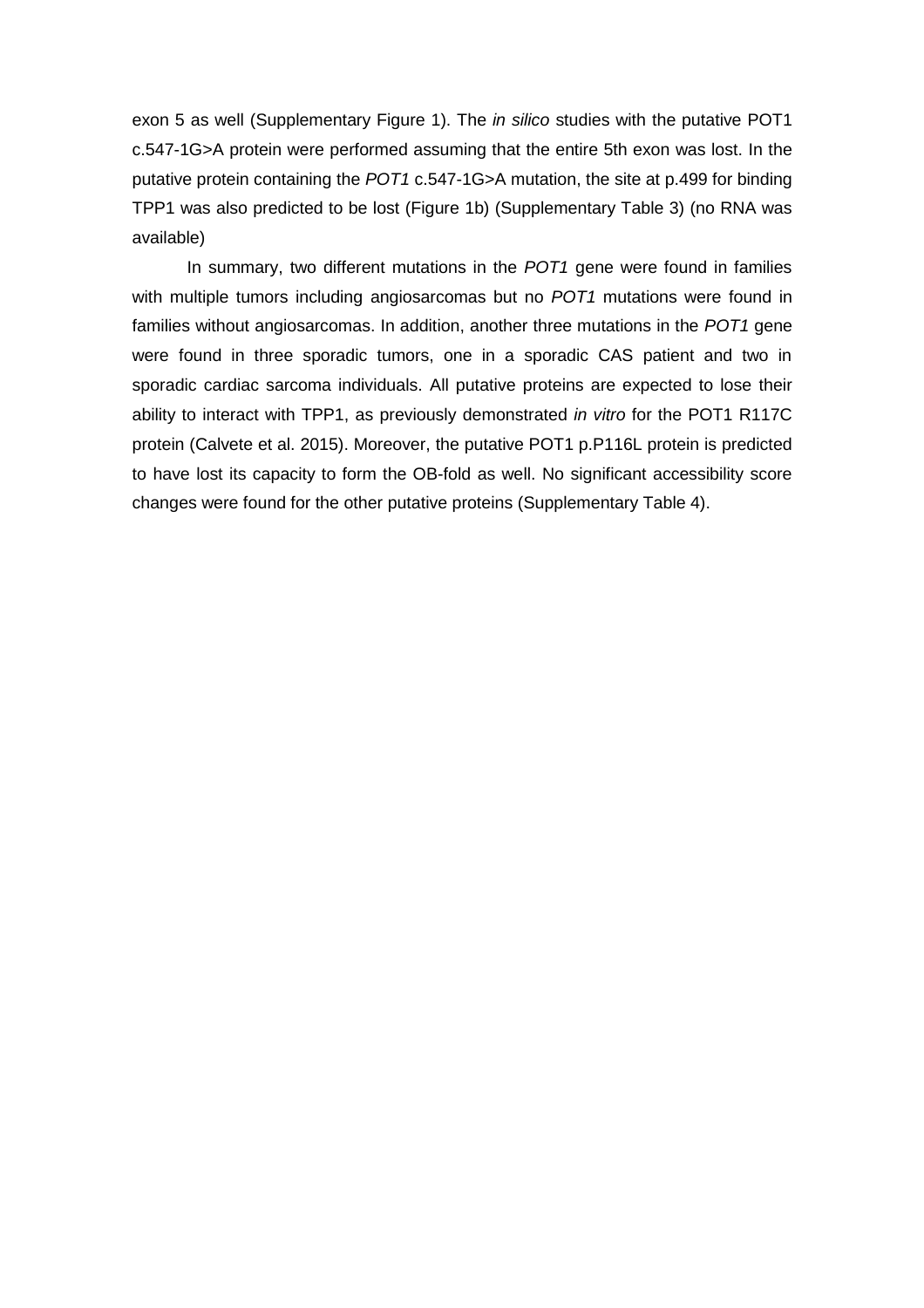exon 5 as well (Supplementary Figure 1). The *in silico* studies with the putative POT1 c.547-1G>A protein were performed assuming that the entire 5th exon was lost. In the putative protein containing the *POT1* c.547-1G>A mutation, the site at p.499 for binding TPP1 was also predicted to be lost (Figure 1b) (Supplementary Table 3) (no RNA was available)

In summary, two different mutations in the *POT1* gene were found in families with multiple tumors including angiosarcomas but no *POT1* mutations were found in families without angiosarcomas. In addition, another three mutations in the *POT1* gene were found in three sporadic tumors, one in a sporadic CAS patient and two in sporadic cardiac sarcoma individuals. All putative proteins are expected to lose their ability to interact with TPP1, as previously demonstrated *in vitro* for the POT1 R117C protein (Calvete et al. 2015). Moreover, the putative POT1 p.P116L protein is predicted to have lost its capacity to form the OB-fold as well. No significant accessibility score changes were found for the other putative proteins (Supplementary Table 4).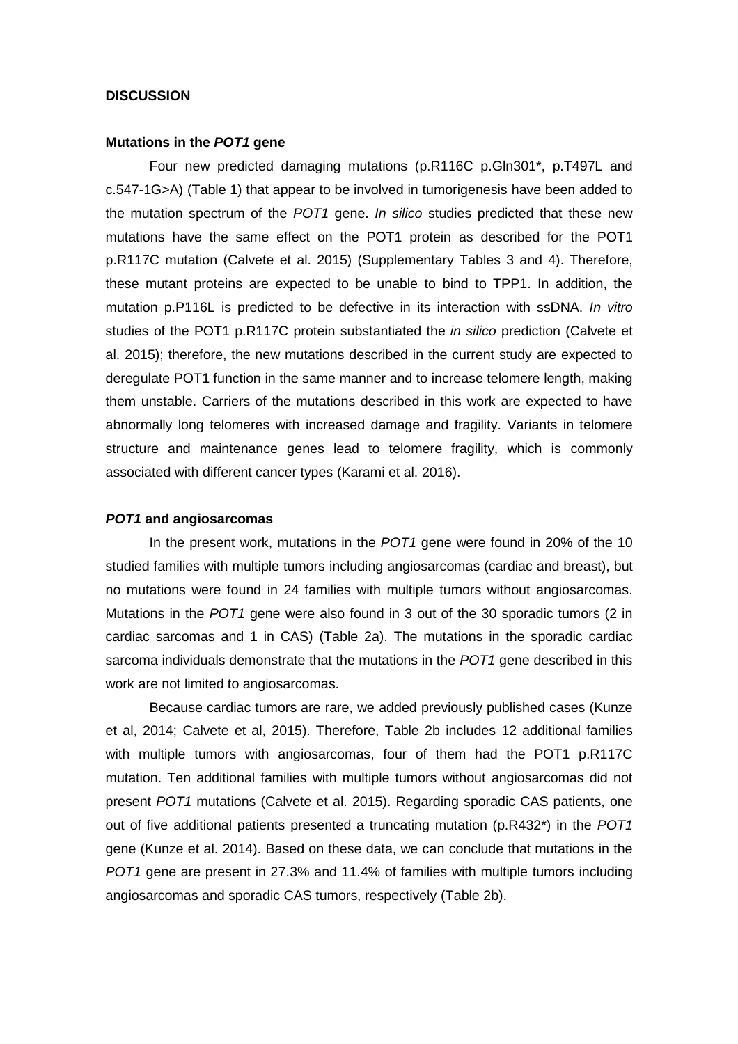## DISCUSSION

### Mutations in the *POT1* gene

Four new predicted damaging mutations (p.R116C p.Gln301*, p.T497L and c.547-1G>A) (Table 1) that appear to be involved in tumorigenesis have been added to the mutation spectrum of the *POT1* gene. *In silico* studies predicted that these new mutations have the same effect on the POT1 protein as described for the POT1 p.R117C mutation (Calvete et al. 2015) (Supplementary Tables 3 and 4). Therefore, these mutant proteins are expected to be unable to bind to TPP1. In addition, the mutation p.P116L is predicted to be defective in its interaction with ssDNA. *In vitro* studies of the POT1 p.R117C protein substantiated the *in silico* prediction (Calvete et al. 2015); therefore, the new mutations described in the current study are expected to deregulate POT1 function in the same manner and to increase telomere length, making them unstable. Carriers of the mutations described in this work are expected to have abnormally long telomeres with increased damage and fragility. Variants in telomere structure and maintenance genes lead to telomere fragility, which is commonly associated with different cancer types (Karami et al. 2016).

### *POT1* and angiosarcomas

In the present work, mutations in the *POT1* gene were found in 20% of the 10 studied families with multiple tumors including angiosarcomas (cardiac and breast), but no mutations were found in 24 families with multiple tumors without angiosarcomas. Mutations in the *POT1* gene were also found in 3 out of the 30 sporadic tumors (2 in cardiac sarcomas and 1 in CAS) (Table 2a). The mutations in the sporadic cardiac sarcoma individuals demonstrate that the mutations in the *POT1* gene described in this work are not limited to angiosarcomas.

Because cardiac tumors are rare, we added previously published cases (Kunze et al, 2014; Calvete et al, 2015). Therefore, Table 2b includes 12 additional families with multiple tumors with angiosarcomas, four of them had the POT1 p.R117C mutation. Ten additional families with multiple tumors without angiosarcomas did not present *POT1* mutations (Calvete et al. 2015). Regarding sporadic CAS patients, one out of five additional patients presented a truncating mutation (p.R432*) in the *POT1* gene (Kunze et al. 2014). Based on these data, we can conclude that mutations in the *POT1* gene are present in 27.3% and 11.4% of families with multiple tumors including angiosarcomas and sporadic CAS tumors, respectively (Table 2b).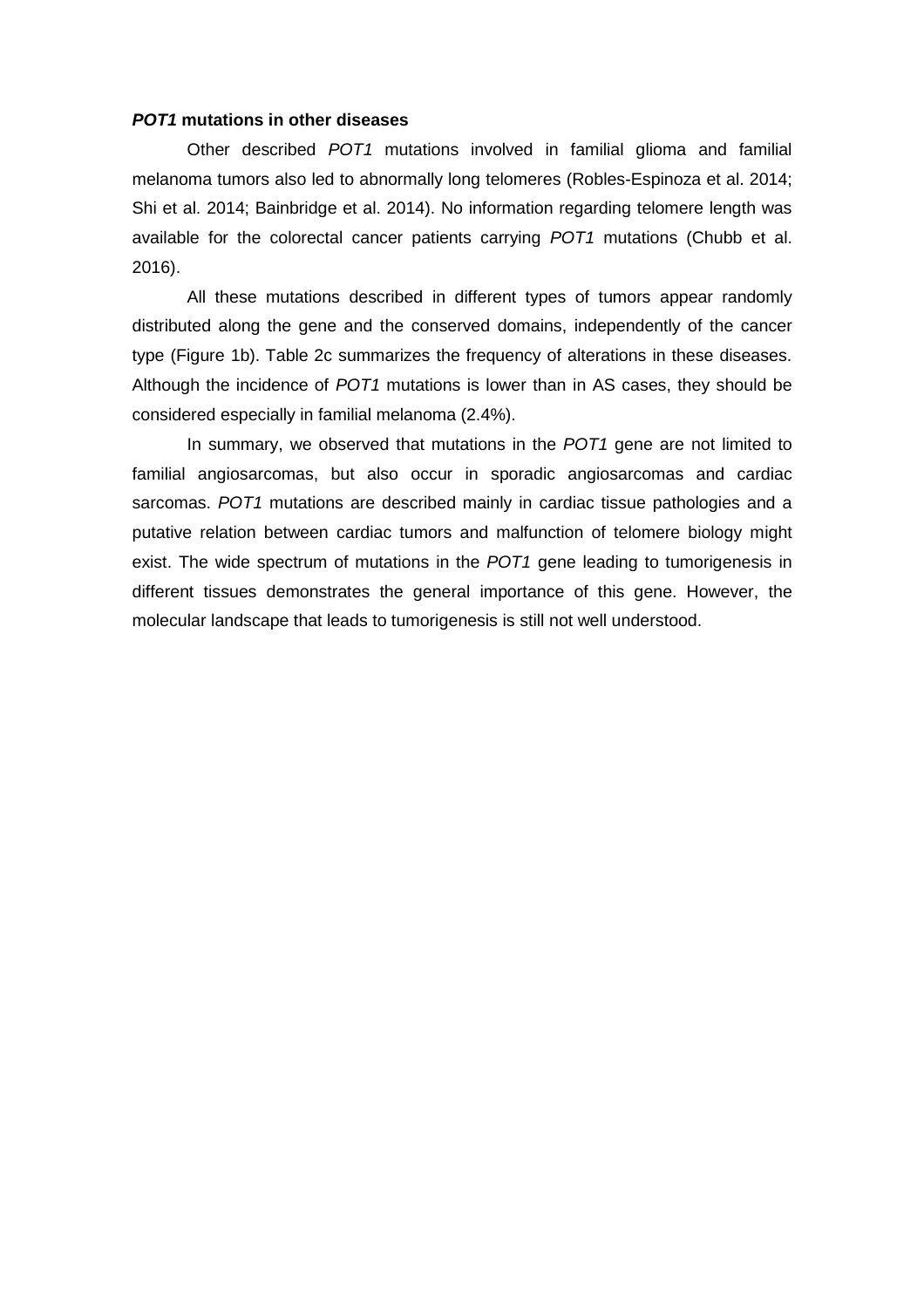### ***POT1* mutations in other diseases**

Other described *POT1* mutations involved in familial glioma and familial melanoma tumors also led to abnormally long telomeres (Robles-Espinoza et al. 2014; Shi et al. 2014; Bainbridge et al. 2014). No information regarding telomere length was available for the colorectal cancer patients carrying *POT1* mutations (Chubb et al. 2016).

All these mutations described in different types of tumors appear randomly distributed along the gene and the conserved domains, independently of the cancer type (Figure 1b). Table 2c summarizes the frequency of alterations in these diseases. Although the incidence of *POT1* mutations is lower than in AS cases, they should be considered especially in familial melanoma (2.4%).

In summary, we observed that mutations in the *POT1* gene are not limited to familial angiosarcomas, but also occur in sporadic angiosarcomas and cardiac sarcomas. *POT1* mutations are described mainly in cardiac tissue pathologies and a putative relation between cardiac tumors and malfunction of telomere biology might exist. The wide spectrum of mutations in the *POT1* gene leading to tumorigenesis in different tissues demonstrates the general importance of this gene. However, the molecular landscape that leads to tumorigenesis is still not well understood.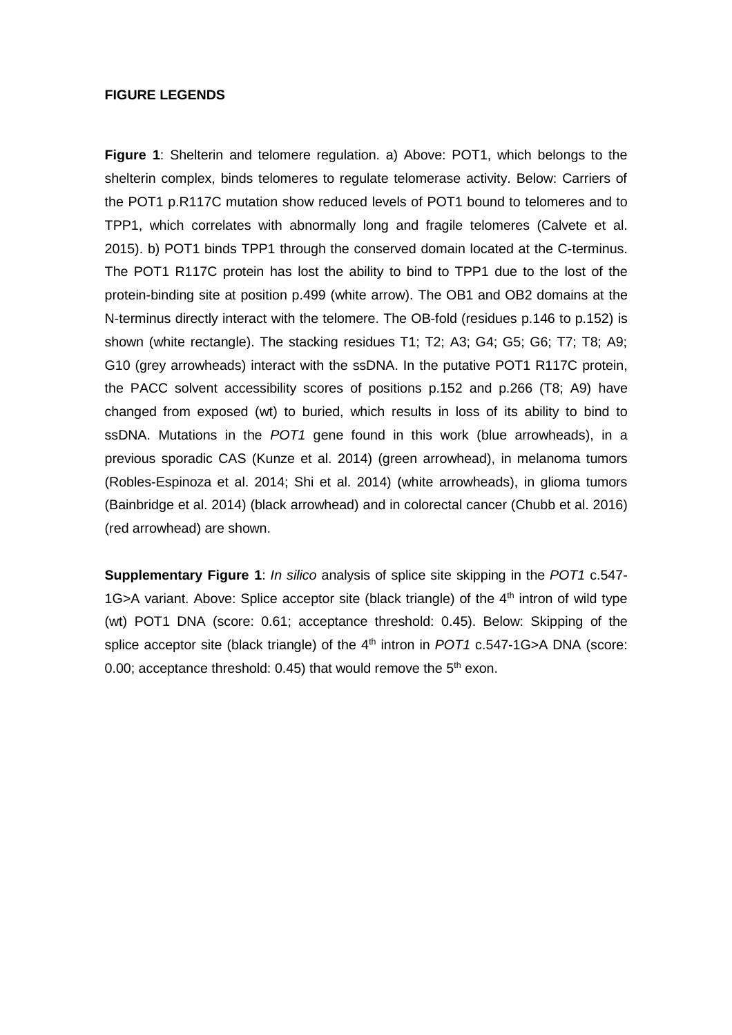**FIGURE LEGENDS**

**Figure 1**: Shelterin and telomere regulation. a) Above: POT1, which belongs to the shelterin complex, binds telomeres to regulate telomerase activity. Below: Carriers of the POT1 p.R117C mutation show reduced levels of POT1 bound to telomeres and to TPP1, which correlates with abnormally long and fragile telomeres (Calvete et al. 2015). b) POT1 binds TPP1 through the conserved domain located at the C-terminus. The POT1 R117C protein has lost the ability to bind to TPP1 due to the lost of the protein-binding site at position p.499 (white arrow). The OB1 and OB2 domains at the N-terminus directly interact with the telomere. The OB-fold (residues p.146 to p.152) is shown (white rectangle). The stacking residues T1; T2; A3; G4; G5; G6; T7; T8; A9; G10 (grey arrowheads) interact with the ssDNA. In the putative POT1 R117C protein, the PACC solvent accessibility scores of positions p.152 and p.266 (T8; A9) have changed from exposed (wt) to buried, which results in loss of its ability to bind to ssDNA. Mutations in the *POT1* gene found in this work (blue arrowheads), in a previous sporadic CAS (Kunze et al. 2014) (green arrowhead), in melanoma tumors (Robles-Espinoza et al. 2014; Shi et al. 2014) (white arrowheads), in glioma tumors (Bainbridge et al. 2014) (black arrowhead) and in colorectal cancer (Chubb et al. 2016) (red arrowhead) are shown.

**Supplementary Figure 1**: *In silico* analysis of splice site skipping in the *POT1* c.547-1G>A variant. Above: Splice acceptor site (black triangle) of the 4th intron of wild type (wt) POT1 DNA (score: 0.61; acceptance threshold: 0.45). Below: Skipping of the splice acceptor site (black triangle) of the 4th intron in *POT1* c.547-1G>A DNA (score: 0.00; acceptance threshold: 0.45) that would remove the 5th exon.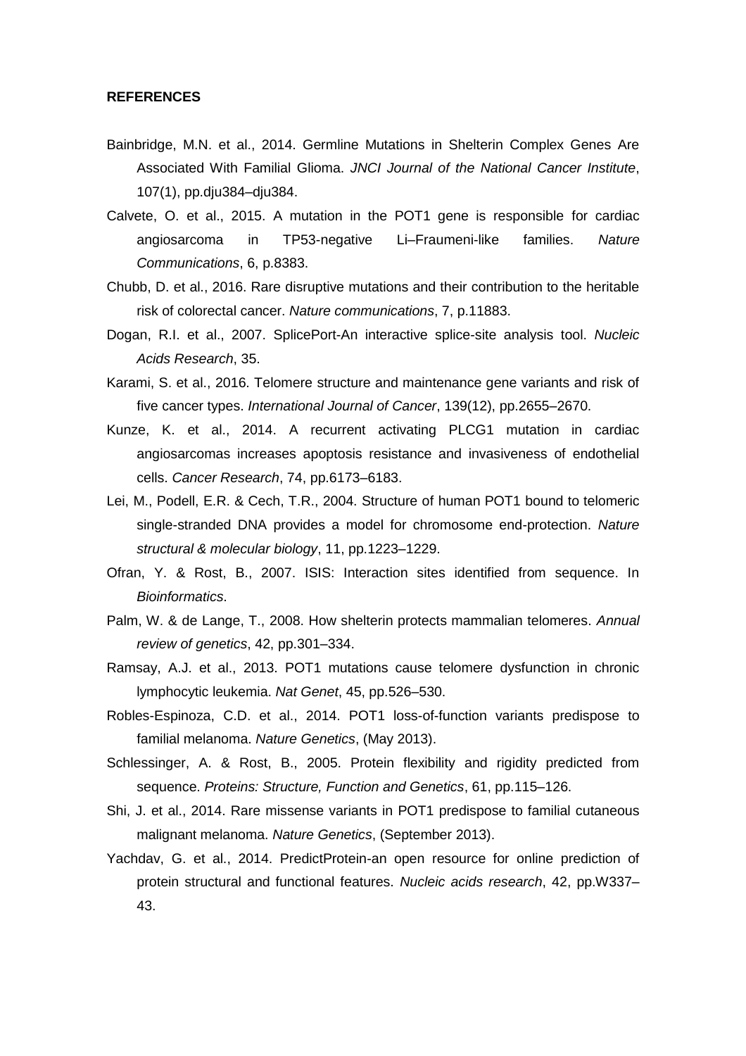**REFERENCES**

Bainbridge, M.N. et al., 2014. Germline Mutations in Shelterin Complex Genes Are Associated With Familial Glioma. *JNCI Journal of the National Cancer Institute*, 107(1), pp.dju384–dju384.

Calvete, O. et al., 2015. A mutation in the POT1 gene is responsible for cardiac angiosarcoma in TP53-negative Li–Fraumeni-like families. *Nature Communications*, 6, p.8383.

Chubb, D. et al., 2016. Rare disruptive mutations and their contribution to the heritable risk of colorectal cancer. *Nature communications*, 7, p.11883.

Dogan, R.I. et al., 2007. SplicePort-An interactive splice-site analysis tool. *Nucleic Acids Research*, 35.

Karami, S. et al., 2016. Telomere structure and maintenance gene variants and risk of five cancer types. *International Journal of Cancer*, 139(12), pp.2655–2670.

Kunze, K. et al., 2014. A recurrent activating PLCG1 mutation in cardiac angiosarcomas increases apoptosis resistance and invasiveness of endothelial cells. *Cancer Research*, 74, pp.6173–6183.

Lei, M., Podell, E.R. & Cech, T.R., 2004. Structure of human POT1 bound to telomeric single-stranded DNA provides a model for chromosome end-protection. *Nature structural & molecular biology*, 11, pp.1223–1229.

Ofran, Y. & Rost, B., 2007. ISIS: Interaction sites identified from sequence. In *Bioinformatics*.

Palm, W. & de Lange, T., 2008. How shelterin protects mammalian telomeres. *Annual review of genetics*, 42, pp.301–334.

Ramsay, A.J. et al., 2013. POT1 mutations cause telomere dysfunction in chronic lymphocytic leukemia. *Nat Genet*, 45, pp.526–530.

Robles-Espinoza, C.D. et al., 2014. POT1 loss-of-function variants predispose to familial melanoma. *Nature Genetics*, (May 2013).

Schlessinger, A. & Rost, B., 2005. Protein flexibility and rigidity predicted from sequence. *Proteins: Structure, Function and Genetics*, 61, pp.115–126.

Shi, J. et al., 2014. Rare missense variants in POT1 predispose to familial cutaneous malignant melanoma. *Nature Genetics*, (September 2013).

Yachdav, G. et al., 2014. PredictProtein-an open resource for online prediction of protein structural and functional features. *Nucleic acids research*, 42, pp.W337–43.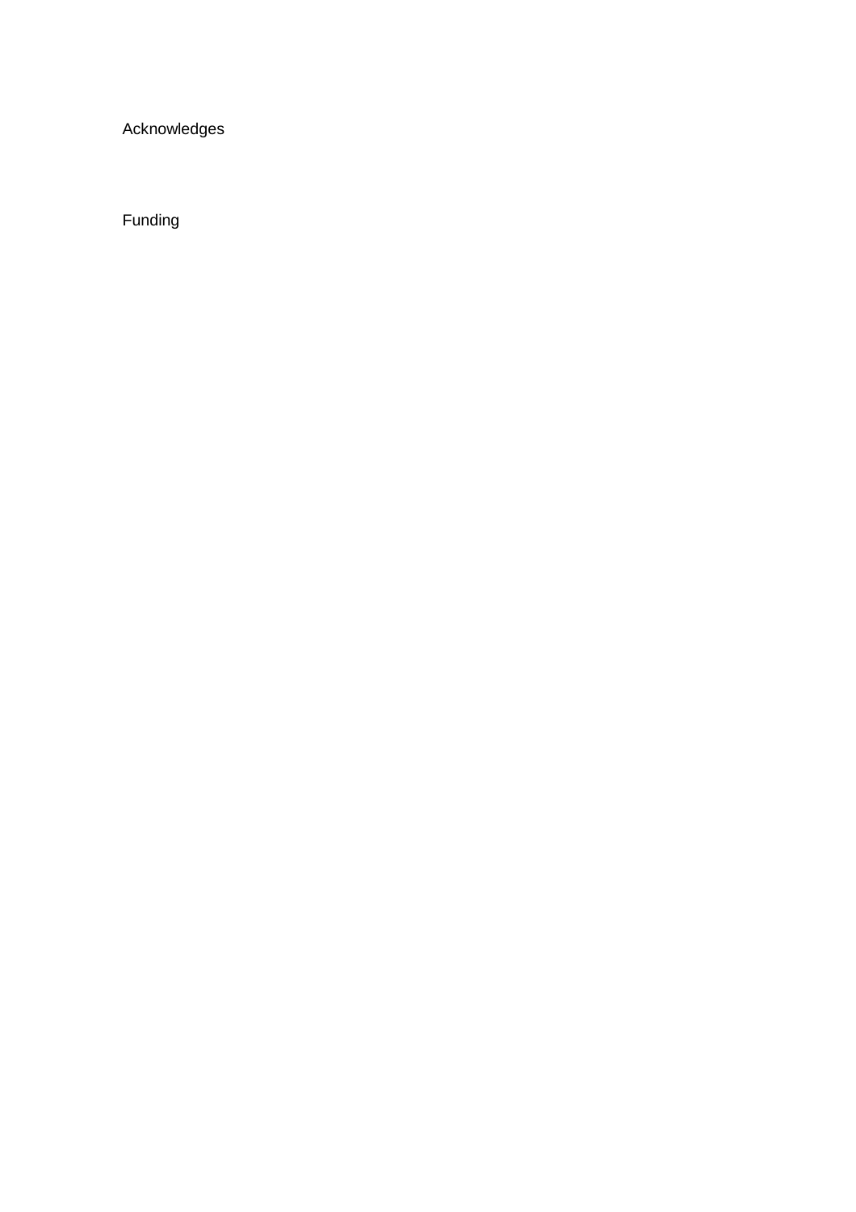Acknowledges

Funding